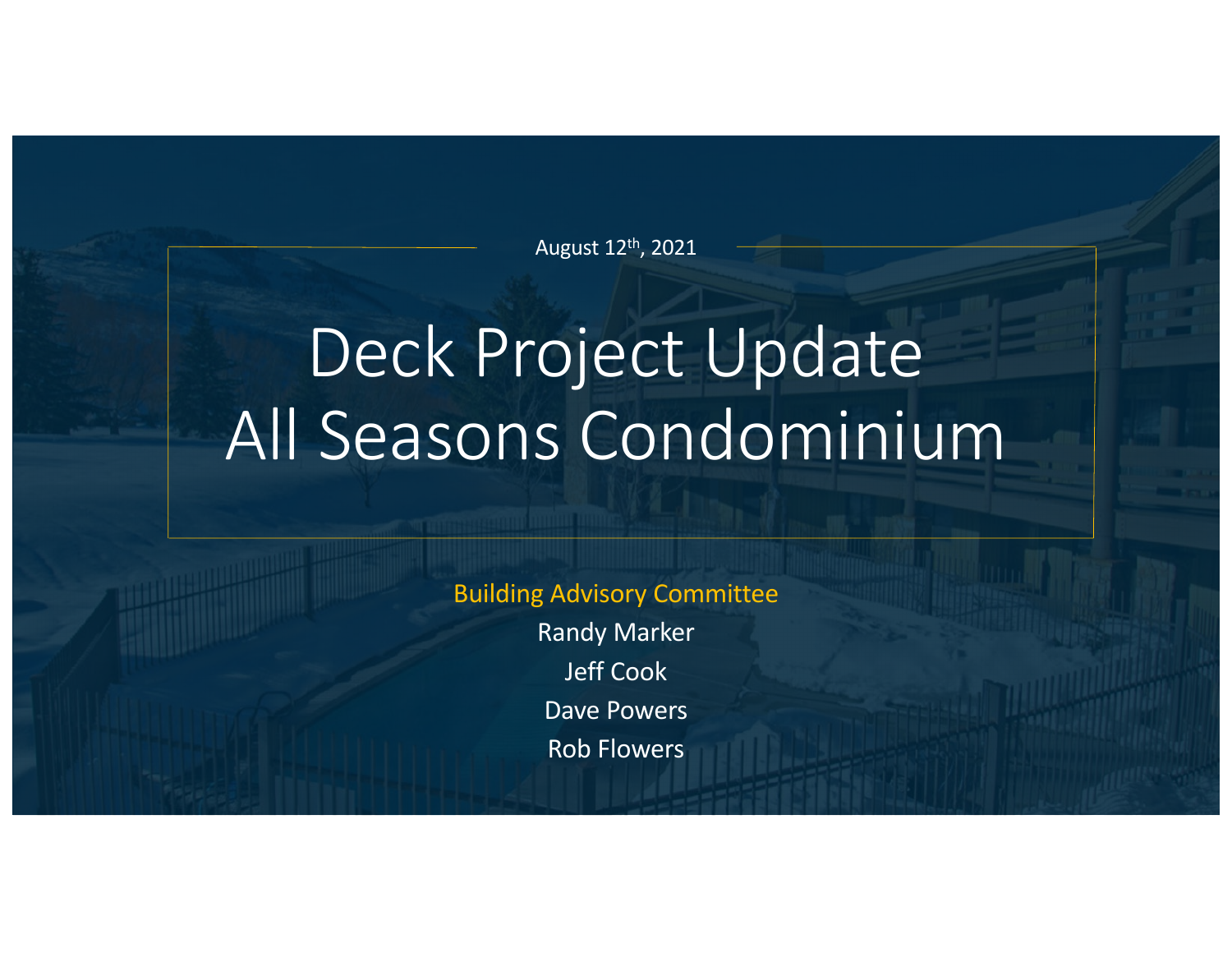August 12th, 2021

# Deck Project Update
# All Seasons Condominium

Building Advisory Committee

Randy Marker

Jeff Cook

Dave Powers

Rob Flowers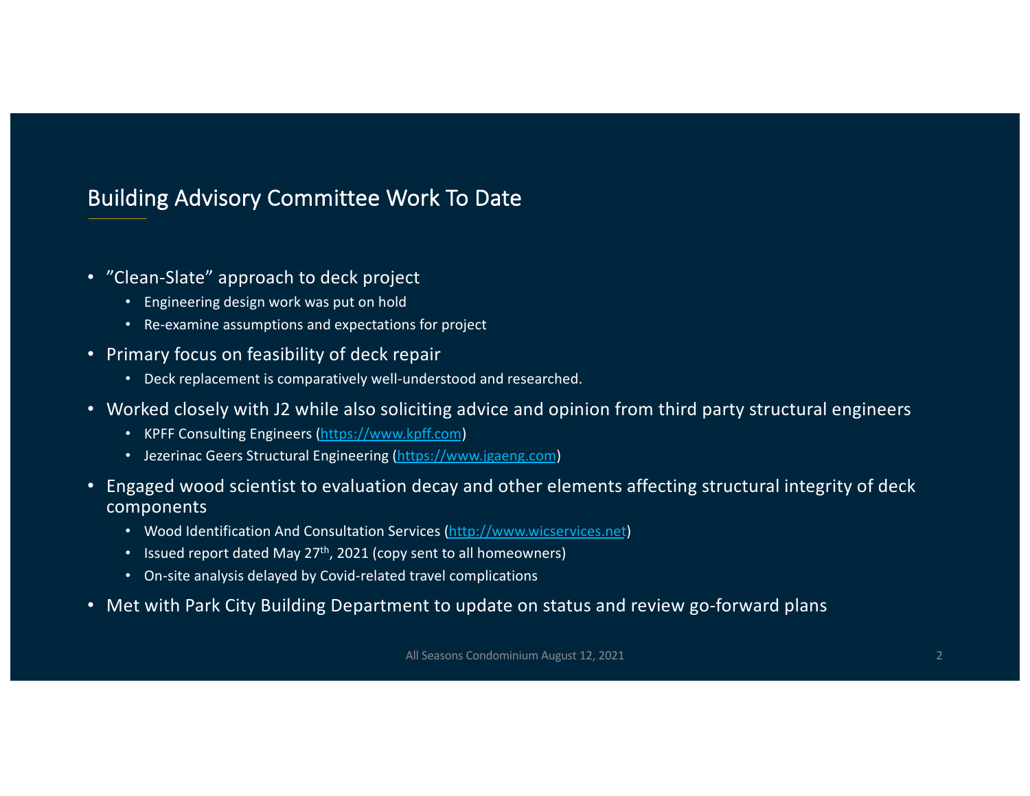## Building Advisory Committee Work To Date

- ”Clean-Slate” approach to deck project
  - Engineering design work was put on hold
  - Re-examine assumptions and expectations for project
- Primary focus on feasibility of deck repair
  - Deck replacement is comparatively well-understood and researched.
- Worked closely with J2 while also soliciting advice and opinion from third party structural engineers
  - KPFF Consulting Engineers (https://www.kpff.com)
  - Jezerinac Geers Structural Engineering (https://www.jgaeng.com)
- Engaged wood scientist to evaluation decay and other elements affecting structural integrity of deck components
  - Wood Identification And Consultation Services (http://www.wicservices.net)
  - Issued report dated May 27th, 2021 (copy sent to all homeowners)
  - On-site analysis delayed by Covid-related travel complications
- Met with Park City Building Department to update on status and review go-forward plans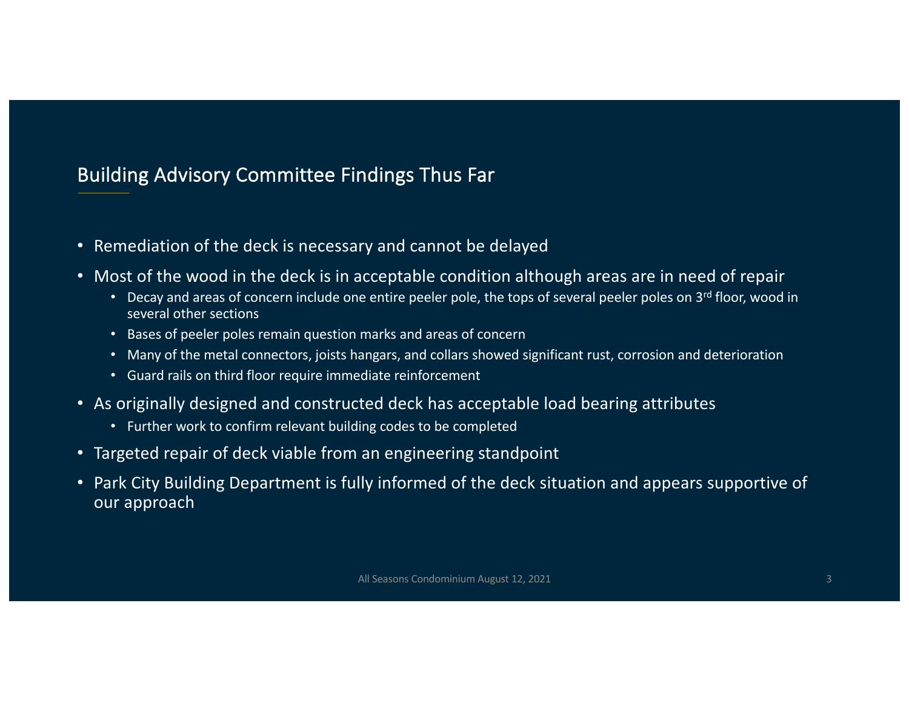## Building Advisory Committee Findings Thus Far

- Remediation of the deck is necessary and cannot be delayed
- Most of the wood in the deck is in acceptable condition although areas are in need of repair
  - Decay and areas of concern include one entire peeler pole, the tops of several peeler poles on 3rd floor, wood in several other sections
  - Bases of peeler poles remain question marks and areas of concern
  - Many of the metal connectors, joists hangars, and collars showed significant rust, corrosion and deterioration
  - Guard rails on third floor require immediate reinforcement
- As originally designed and constructed deck has acceptable load bearing attributes
  - Further work to confirm relevant building codes to be completed
- Targeted repair of deck viable from an engineering standpoint
- Park City Building Department is fully informed of the deck situation and appears supportive of our approach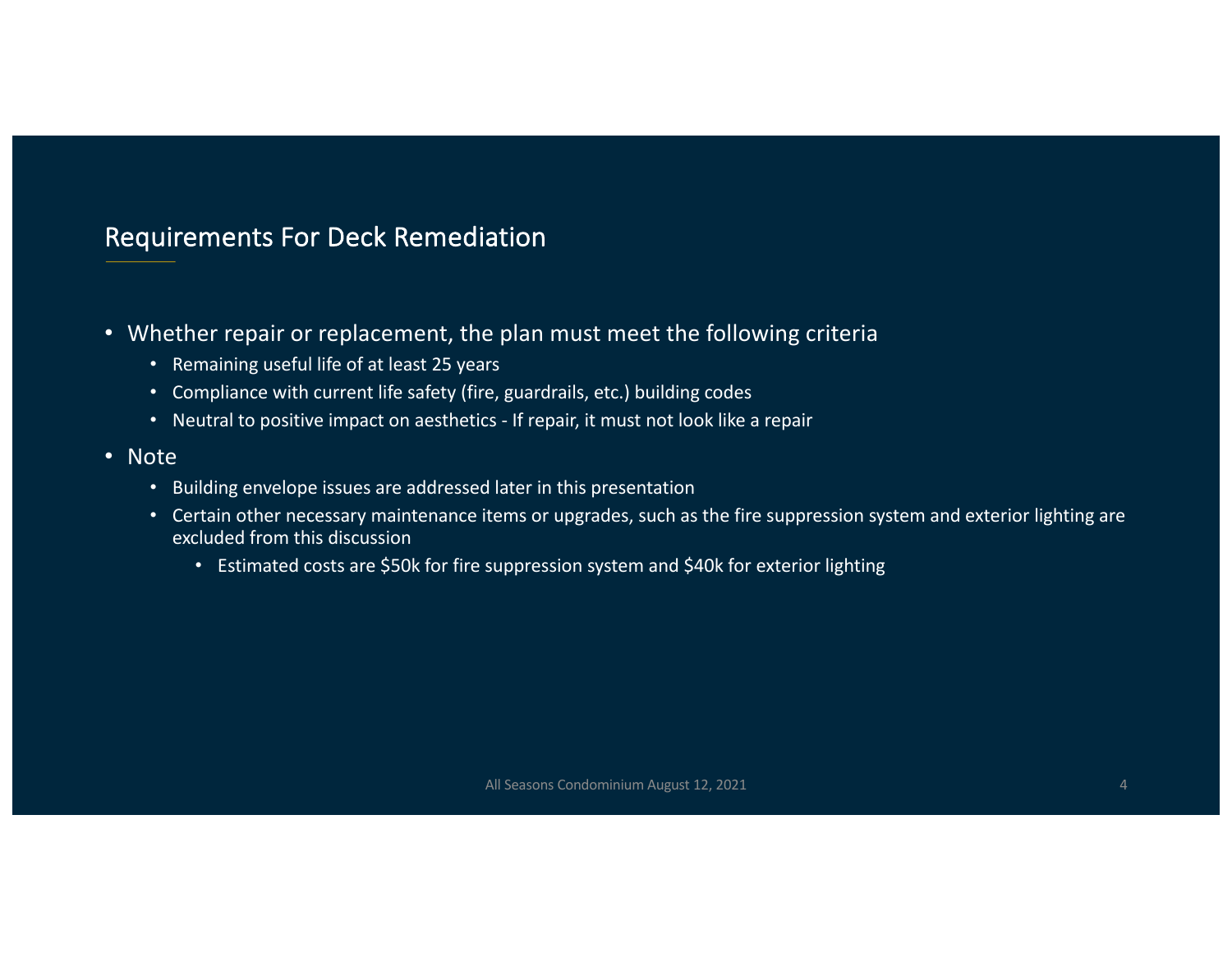## Requirements For Deck Remediation

- Whether repair or replacement, the plan must meet the following criteria
  - Remaining useful life of at least 25 years
  - Compliance with current life safety (fire, guardrails, etc.) building codes
  - Neutral to positive impact on aesthetics - If repair, it must not look like a repair
- Note
  - Building envelope issues are addressed later in this presentation
  - Certain other necessary maintenance items or upgrades, such as the fire suppression system and exterior lighting are excluded from this discussion
    - Estimated costs are $50k for fire suppression system and $40k for exterior lighting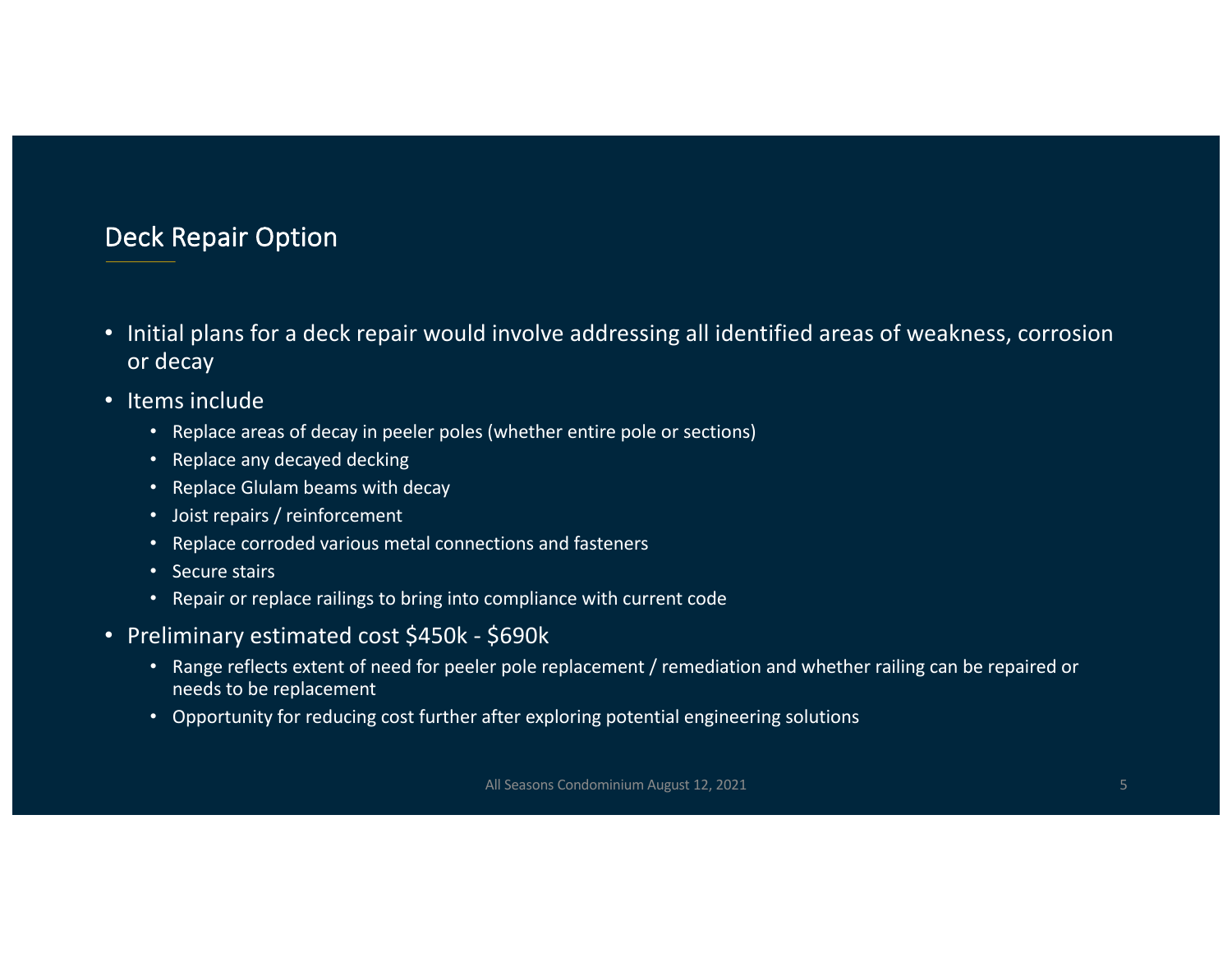## Deck Repair Option

- Initial plans for a deck repair would involve addressing all identified areas of weakness, corrosion or decay
- Items include
  - Replace areas of decay in peeler poles (whether entire pole or sections)
  - Replace any decayed decking
  - Replace Glulam beams with decay
  - Joist repairs / reinforcement
  - Replace corroded various metal connections and fasteners
  - Secure stairs
  - Repair or replace railings to bring into compliance with current code
- Preliminary estimated cost $450k - $690k
  - Range reflects extent of need for peeler pole replacement / remediation and whether railing can be repaired or needs to be replacement
  - Opportunity for reducing cost further after exploring potential engineering solutions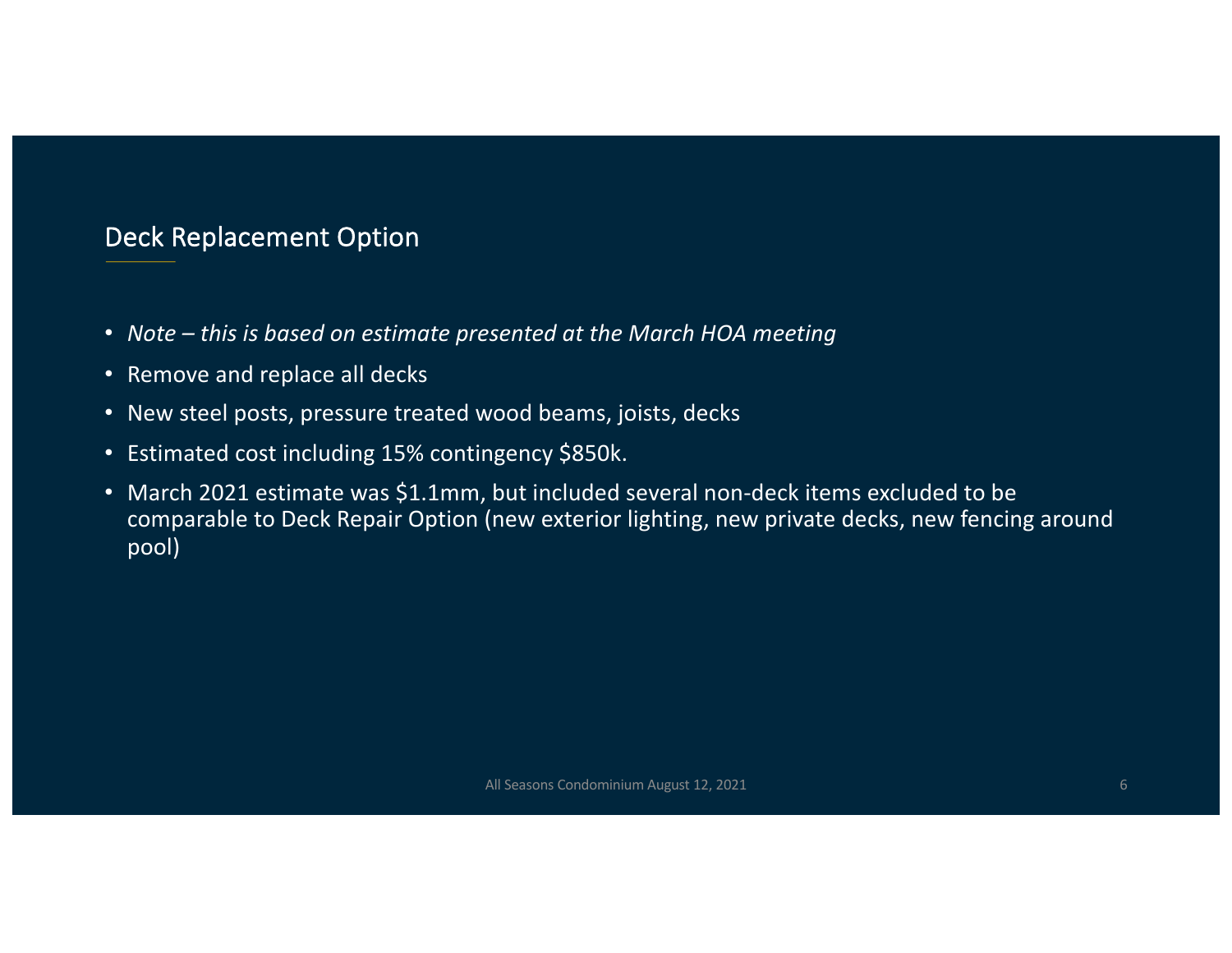## Deck Replacement Option

- *Note – this is based on estimate presented at the March HOA meeting*
- Remove and replace all decks
- New steel posts, pressure treated wood beams, joists, decks
- Estimated cost including 15% contingency $850k.
- March 2021 estimate was $1.1mm, but included several non-deck items excluded to be comparable to Deck Repair Option (new exterior lighting, new private decks, new fencing around pool)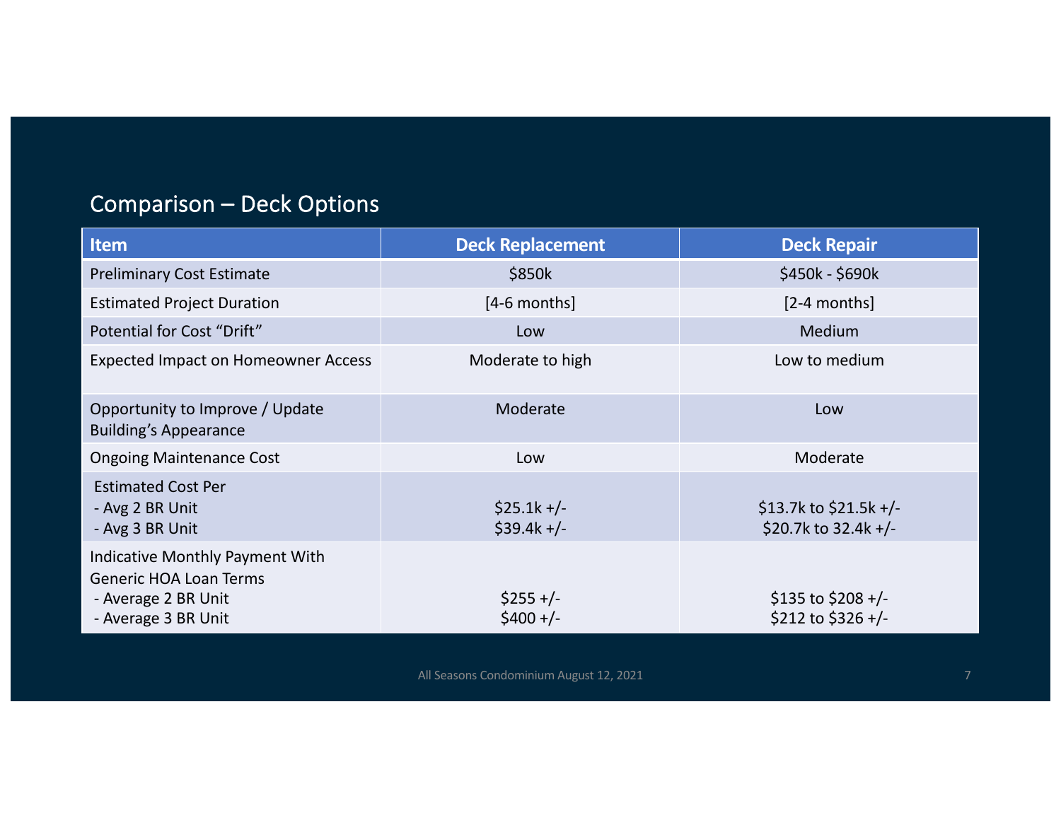## Comparison – Deck Options

| Item | Deck Replacement | Deck Repair |
|---|---|---|
| Preliminary Cost Estimate | $850k | $450k - $690k |
| Estimated Project Duration | [4-6 months] | [2-4 months] |
| Potential for Cost "Drift" | Low | Medium |
| Expected Impact on Homeowner Access | Moderate to high | Low to medium |
| Opportunity to Improve / Update Building's Appearance | Moderate | Low |
| Ongoing Maintenance Cost | Low | Moderate |
| Estimated Cost Per<br>- Avg 2 BR Unit<br>- Avg 3 BR Unit | <br>$25.1k +/-<br>$39.4k +/- | <br>$13.7k to $21.5k +/-<br>$20.7k to 32.4k +/- |
| Indicative Monthly Payment With Generic HOA Loan Terms<br>- Average 2 BR Unit<br>- Average 3 BR Unit | <br>$255 +/-<br>$400 +/- | <br>$135 to $208 +/-<br>$212 to $326 +/- |

All Seasons Condominium August 12, 2021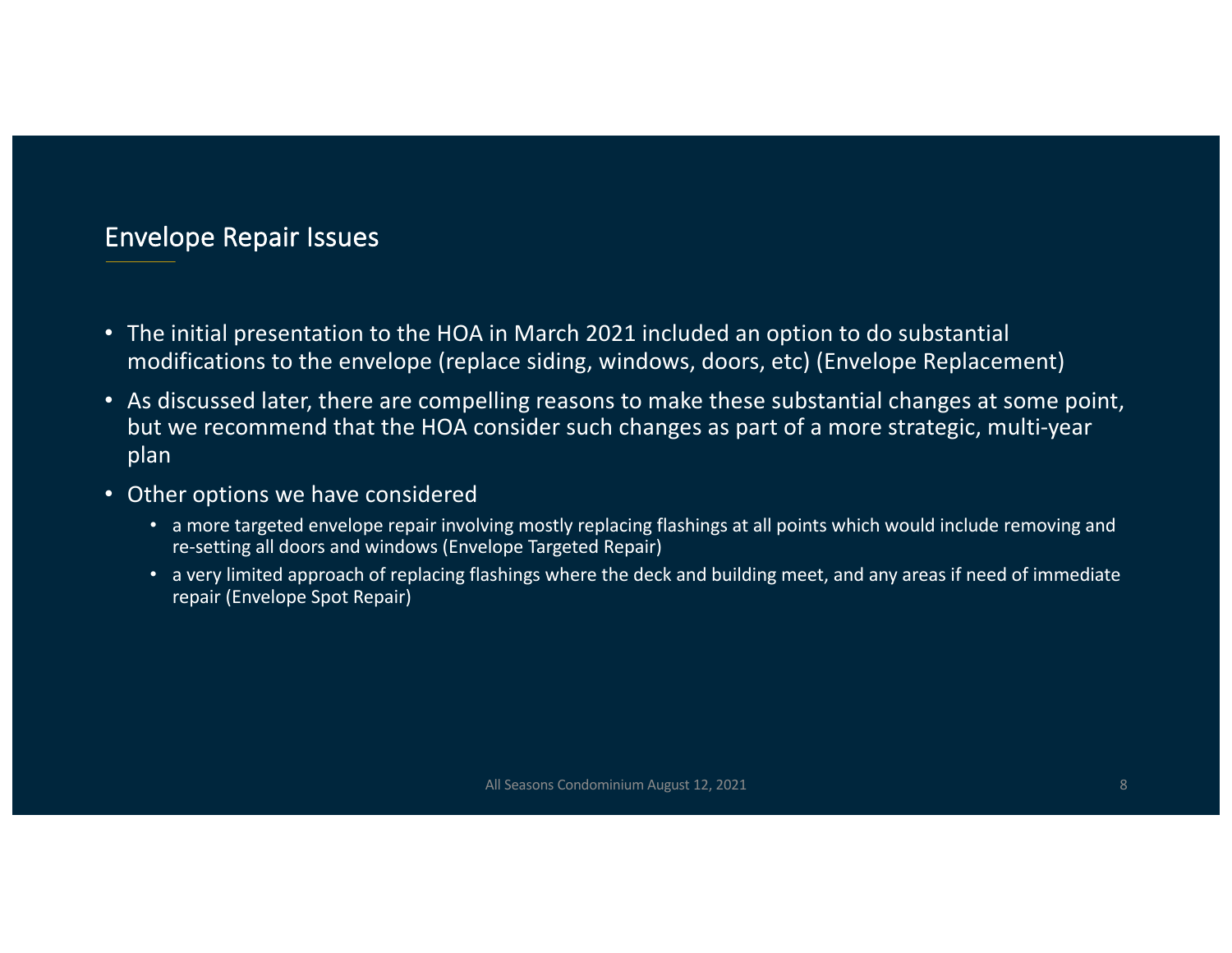## Envelope Repair Issues

- The initial presentation to the HOA in March 2021 included an option to do substantial modifications to the envelope (replace siding, windows, doors, etc) (Envelope Replacement)
- As discussed later, there are compelling reasons to make these substantial changes at some point, but we recommend that the HOA consider such changes as part of a more strategic, multi-year plan
- Other options we have considered
    - a more targeted envelope repair involving mostly replacing flashings at all points which would include removing and re-setting all doors and windows (Envelope Targeted Repair)
    - a very limited approach of replacing flashings where the deck and building meet, and any areas if need of immediate repair (Envelope Spot Repair)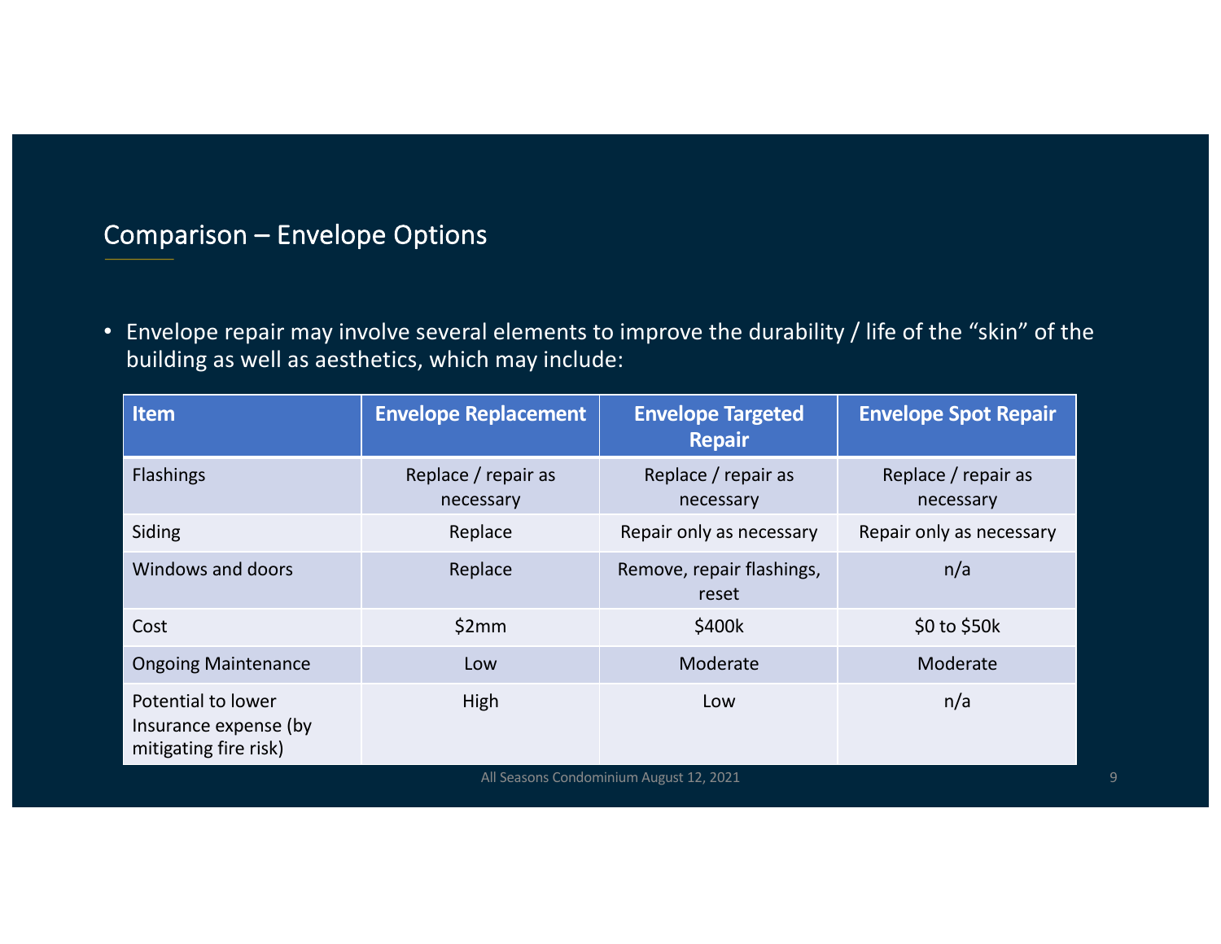## Comparison – Envelope Options

- Envelope repair may involve several elements to improve the durability / life of the "skin" of the building as well as aesthetics, which may include:

| Item | Envelope Replacement | Envelope Targeted Repair | Envelope Spot Repair |
|---|---|---|---|
| Flashings | Replace / repair as necessary | Replace / repair as necessary | Replace / repair as necessary |
| Siding | Replace | Repair only as necessary | Repair only as necessary |
| Windows and doors | Replace | Remove, repair flashings, reset | n/a |
| Cost | $2mm | $400k | $0 to $50k |
| Ongoing Maintenance | Low | Moderate | Moderate |
| Potential to lower Insurance expense (by mitigating fire risk) | High | Low | n/a |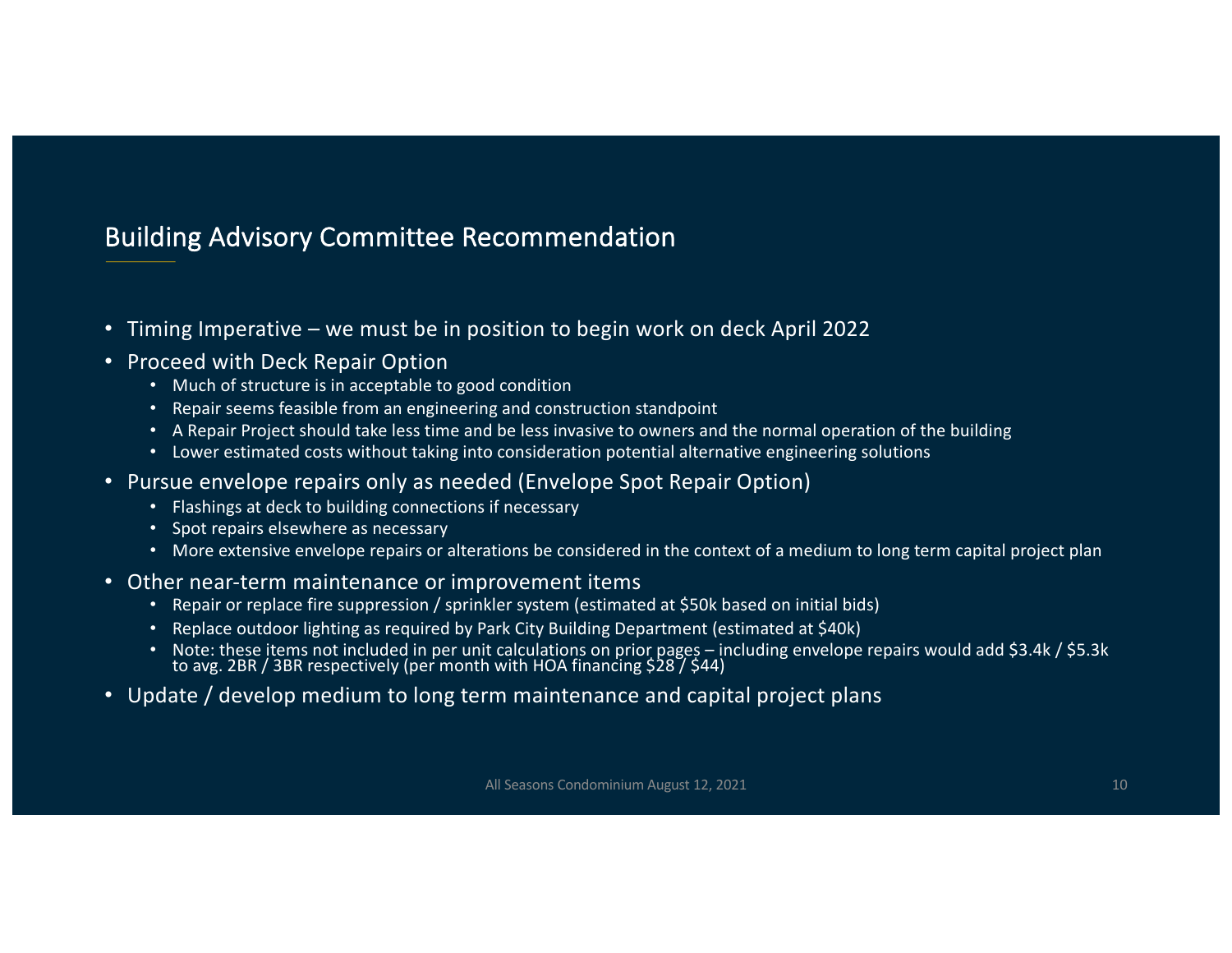## Building Advisory Committee Recommendation

- Timing Imperative – we must be in position to begin work on deck April 2022
- Proceed with Deck Repair Option
  - Much of structure is in acceptable to good condition
  - Repair seems feasible from an engineering and construction standpoint
  - A Repair Project should take less time and be less invasive to owners and the normal operation of the building
  - Lower estimated costs without taking into consideration potential alternative engineering solutions
- Pursue envelope repairs only as needed (Envelope Spot Repair Option)
  - Flashings at deck to building connections if necessary
  - Spot repairs elsewhere as necessary
  - More extensive envelope repairs or alterations be considered in the context of a medium to long term capital project plan
- Other near-term maintenance or improvement items
  - Repair or replace fire suppression / sprinkler system (estimated at $50k based on initial bids)
  - Replace outdoor lighting as required by Park City Building Department (estimated at $40k)
  - Note: these items not included in per unit calculations on prior pages – including envelope repairs would add $3.4k / $5.3k to avg. 2BR / 3BR respectively (per month with HOA financing $28 / $44)
- Update / develop medium to long term maintenance and capital project plans

All Seasons Condominium August 12, 2021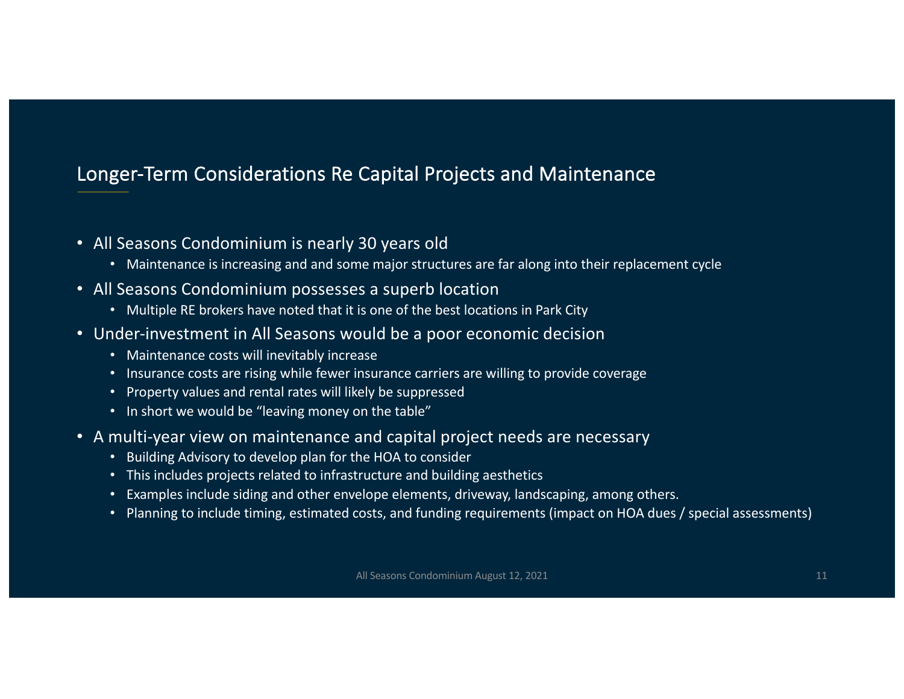## Longer-Term Considerations Re Capital Projects and Maintenance

- All Seasons Condominium is nearly 30 years old
  - Maintenance is increasing and and some major structures are far along into their replacement cycle
- All Seasons Condominium possesses a superb location
  - Multiple RE brokers have noted that it is one of the best locations in Park City
- Under-investment in All Seasons would be a poor economic decision
  - Maintenance costs will inevitably increase
  - Insurance costs are rising while fewer insurance carriers are willing to provide coverage
  - Property values and rental rates will likely be suppressed
  - In short we would be "leaving money on the table"
- A multi-year view on maintenance and capital project needs are necessary
  - Building Advisory to develop plan for the HOA to consider
  - This includes projects related to infrastructure and building aesthetics
  - Examples include siding and other envelope elements, driveway, landscaping, among others.
  - Planning to include timing, estimated costs, and funding requirements (impact on HOA dues / special assessments)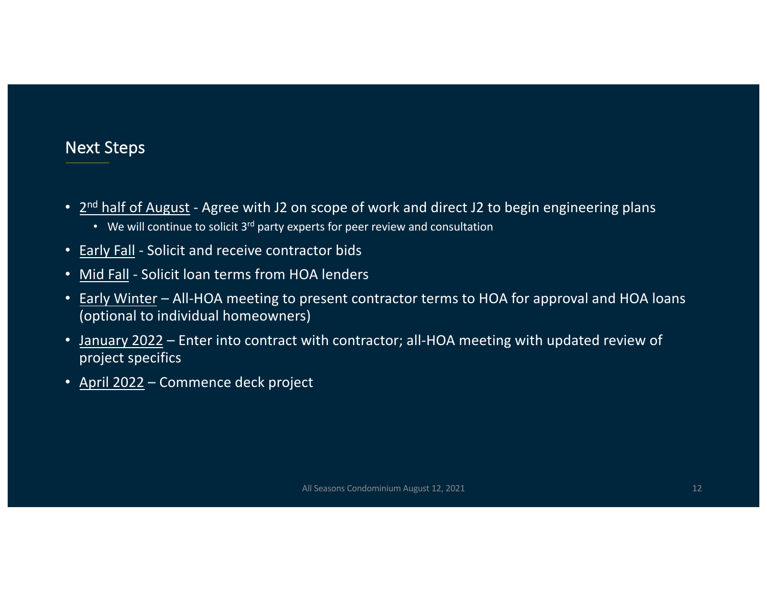## Next Steps

- 2nd half of August - Agree with J2 on scope of work and direct J2 to begin engineering plans
  - We will continue to solicit 3rd party experts for peer review and consultation
- Early Fall - Solicit and receive contractor bids
- Mid Fall - Solicit loan terms from HOA lenders
- Early Winter – All-HOA meeting to present contractor terms to HOA for approval and HOA loans (optional to individual homeowners)
- January 2022 – Enter into contract with contractor; all-HOA meeting with updated review of project specifics
- April 2022 – Commence deck project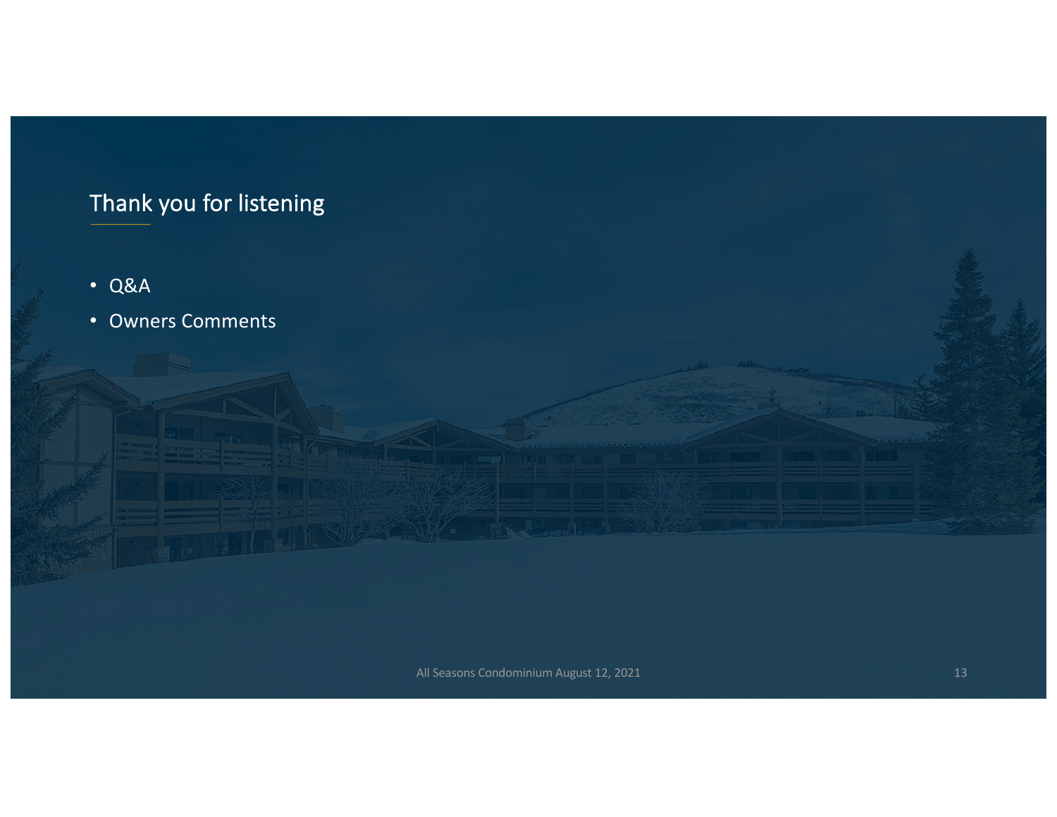## Thank you for listening

- Q&A
- Owners Comments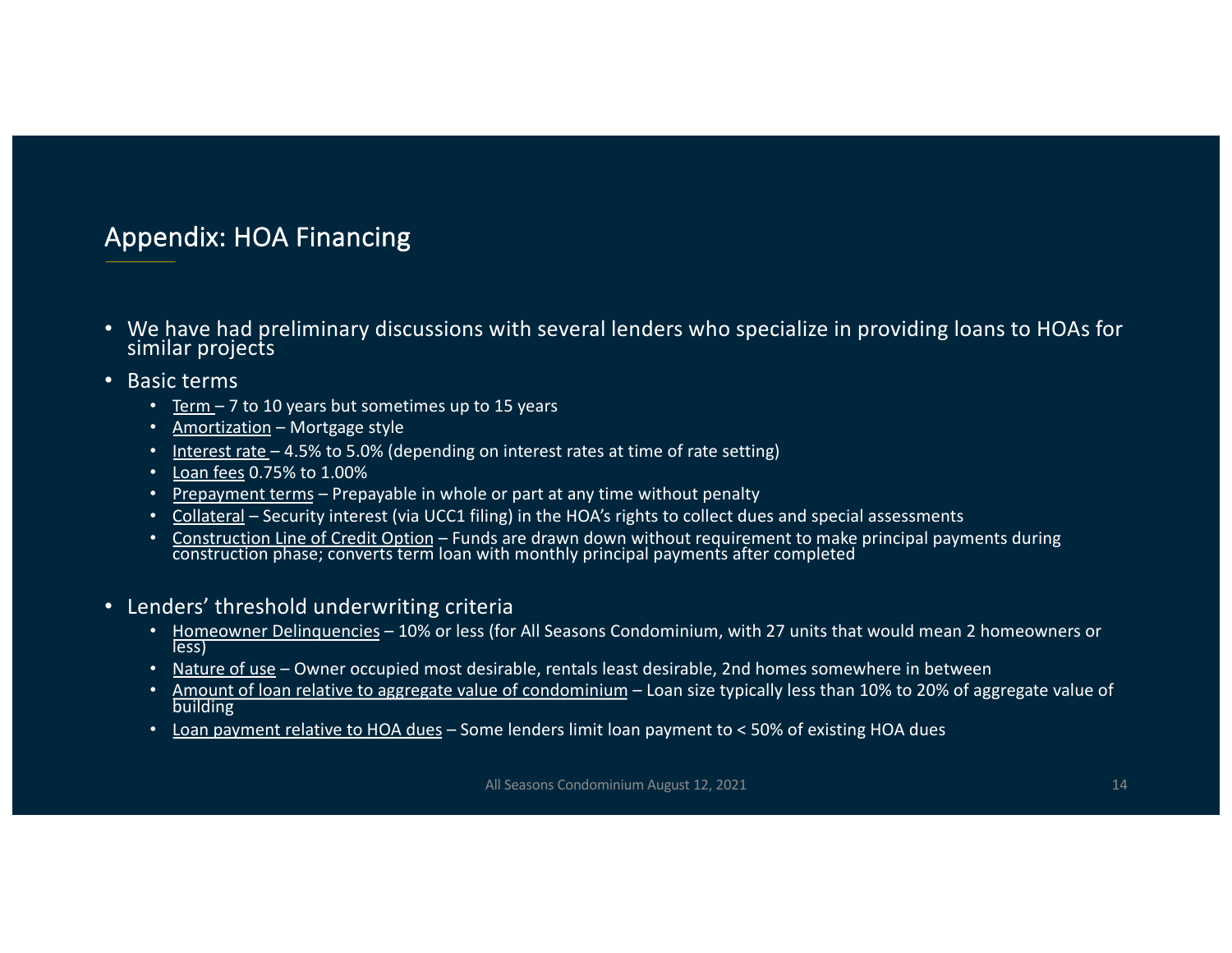# Appendix: HOA Financing

- We have had preliminary discussions with several lenders who specialize in providing loans to HOAs for similar projects
- Basic terms
  - Term – 7 to 10 years but sometimes up to 15 years
  - Amortization – Mortgage style
  - Interest rate – 4.5% to 5.0% (depending on interest rates at time of rate setting)
  - Loan fees 0.75% to 1.00%
  - Prepayment terms – Prepayable in whole or part at any time without penalty
  - Collateral – Security interest (via UCC1 filing) in the HOA's rights to collect dues and special assessments
  - Construction Line of Credit Option – Funds are drawn down without requirement to make principal payments during construction phase; converts term loan with monthly principal payments after completed
- Lenders' threshold underwriting criteria
  - Homeowner Delinquencies – 10% or less (for All Seasons Condominium, with 27 units that would mean 2 homeowners or less)
  - Nature of use – Owner occupied most desirable, rentals least desirable, 2nd homes somewhere in between
  - Amount of loan relative to aggregate value of condominium – Loan size typically less than 10% to 20% of aggregate value of building
  - Loan payment relative to HOA dues – Some lenders limit loan payment to < 50% of existing HOA dues